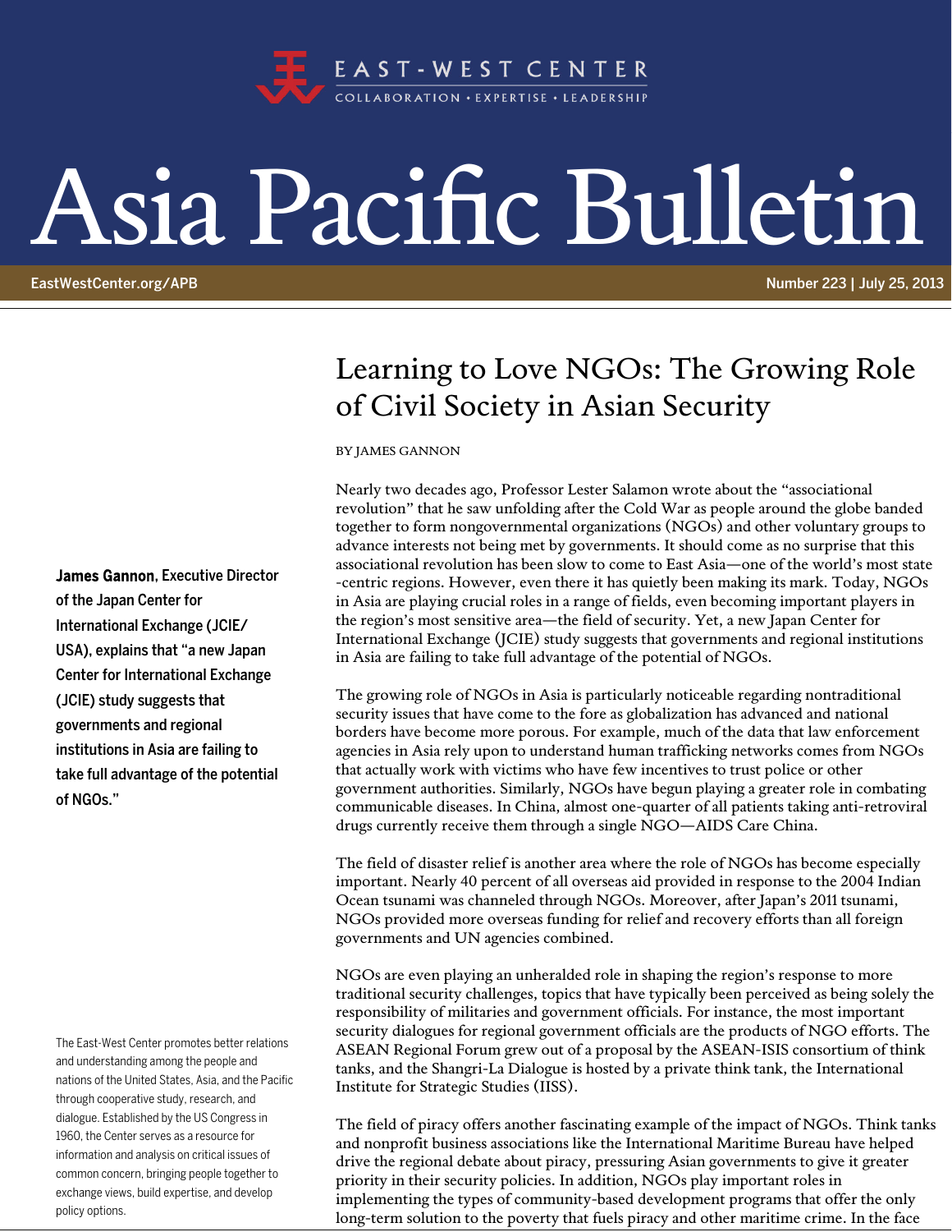EAST-WEST CENTER

COLLABORATION • EXPERTISE • LEADERSHIP

# Asia Pacific Bulletin

EastWestCenter.org/APB

Number 223 | July 25, 2013

## Learning to Love NGOs: The Growing Role of Civil Society in Asian Security

BY JAMES GANNON

**James Gannon**, Executive Director of the Japan Center for International Exchange (JCIE/USA), explains that "a new Japan Center for International Exchange (JCIE) study suggests that governments and regional institutions in Asia are failing to take full advantage of the potential of NGOs."

Nearly two decades ago, Professor Lester Salamon wrote about the "associational revolution" that he saw unfolding after the Cold War as people around the globe banded together to form nongovernmental organizations (NGOs) and other voluntary groups to advance interests not being met by governments. It should come as no surprise that this associational revolution has been slow to come to East Asia—one of the world's most state-centric regions. However, even there it has quietly been making its mark. Today, NGOs in Asia are playing crucial roles in a range of fields, even becoming important players in the region's most sensitive area—the field of security. Yet, a new Japan Center for International Exchange (JCIE) study suggests that governments and regional institutions in Asia are failing to take full advantage of the potential of NGOs.

The growing role of NGOs in Asia is particularly noticeable regarding nontraditional security issues that have come to the fore as globalization has advanced and national borders have become more porous. For example, much of the data that law enforcement agencies in Asia rely upon to understand human trafficking networks comes from NGOs that actually work with victims who have few incentives to trust police or other government authorities. Similarly, NGOs have begun playing a greater role in combating communicable diseases. In China, almost one-quarter of all patients taking anti-retroviral drugs currently receive them through a single NGO—AIDS Care China.

The field of disaster relief is another area where the role of NGOs has become especially important. Nearly 40 percent of all overseas aid provided in response to the 2004 Indian Ocean tsunami was channeled through NGOs. Moreover, after Japan's 2011 tsunami, NGOs provided more overseas funding for relief and recovery efforts than all foreign governments and UN agencies combined.

NGOs are even playing an unheralded role in shaping the region's response to more traditional security challenges, topics that have typically been perceived as being solely the responsibility of militaries and government officials. For instance, the most important security dialogues for regional government officials are the products of NGO efforts. The ASEAN Regional Forum grew out of a proposal by the ASEAN-ISIS consortium of think tanks, and the Shangri-La Dialogue is hosted by a private think tank, the International Institute for Strategic Studies (IISS).

The field of piracy offers another fascinating example of the impact of NGOs. Think tanks and nonprofit business associations like the International Maritime Bureau have helped drive the regional debate about piracy, pressuring Asian governments to give it greater priority in their security policies. In addition, NGOs play important roles in implementing the types of community-based development programs that offer the only long-term solution to the poverty that fuels piracy and other maritime crime. In the face

The East-West Center promotes better relations and understanding among the people and nations of the United States, Asia, and the Pacific through cooperative study, research, and dialogue. Established by the US Congress in 1960, the Center serves as a resource for information and analysis on critical issues of common concern, bringing people together to exchange views, build expertise, and develop policy options.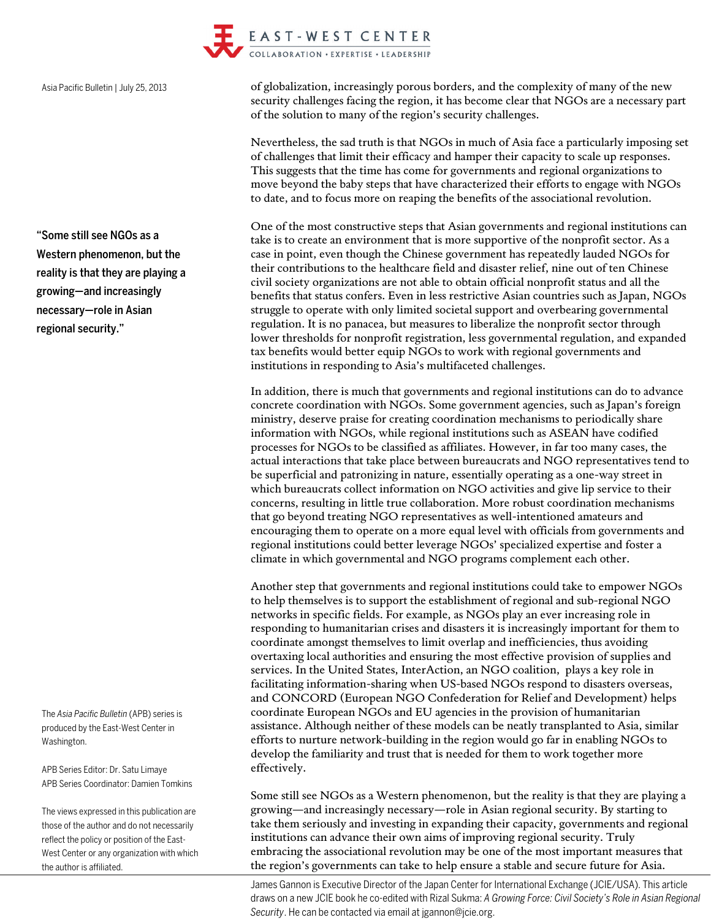of globalization, increasingly porous borders, and the complexity of many of the new security challenges facing the region, it has become clear that NGOs are a necessary part of the solution to many of the region's security challenges.

Nevertheless, the sad truth is that NGOs in much of Asia face a particularly imposing set of challenges that limit their efficacy and hamper their capacity to scale up responses. This suggests that the time has come for governments and regional organizations to move beyond the baby steps that have characterized their efforts to engage with NGOs to date, and to focus more on reaping the benefits of the associational revolution.

> **"Some still see NGOs as a Western phenomenon, but the reality is that they are playing a growing—and increasingly necessary—role in Asian regional security."**

One of the most constructive steps that Asian governments and regional institutions can take is to create an environment that is more supportive of the nonprofit sector. As a case in point, even though the Chinese government has repeatedly lauded NGOs for their contributions to the healthcare field and disaster relief, nine out of ten Chinese civil society organizations are not able to obtain official nonprofit status and all the benefits that status confers. Even in less restrictive Asian countries such as Japan, NGOs struggle to operate with only limited societal support and overbearing governmental regulation. It is no panacea, but measures to liberalize the nonprofit sector through lower thresholds for nonprofit registration, less governmental regulation, and expanded tax benefits would better equip NGOs to work with regional governments and institutions in responding to Asia's multifaceted challenges.

In addition, there is much that governments and regional institutions can do to advance concrete coordination with NGOs. Some government agencies, such as Japan's foreign ministry, deserve praise for creating coordination mechanisms to periodically share information with NGOs, while regional institutions such as ASEAN have codified processes for NGOs to be classified as affiliates. However, in far too many cases, the actual interactions that take place between bureaucrats and NGO representatives tend to be superficial and patronizing in nature, essentially operating as a one-way street in which bureaucrats collect information on NGO activities and give lip service to their concerns, resulting in little true collaboration. More robust coordination mechanisms that go beyond treating NGO representatives as well-intentioned amateurs and encouraging them to operate on a more equal level with officials from governments and regional institutions could better leverage NGOs' specialized expertise and foster a climate in which governmental and NGO programs complement each other.

Another step that governments and regional institutions could take to empower NGOs to help themselves is to support the establishment of regional and sub-regional NGO networks in specific fields. For example, as NGOs play an ever increasing role in responding to humanitarian crises and disasters it is increasingly important for them to coordinate amongst themselves to limit overlap and inefficiencies, thus avoiding overtaxing local authorities and ensuring the most effective provision of supplies and services. In the United States, InterAction, an NGO coalition, plays a key role in facilitating information-sharing when US-based NGOs respond to disasters overseas, and CONCORD (European NGO Confederation for Relief and Development) helps coordinate European NGOs and EU agencies in the provision of humanitarian assistance. Although neither of these models can be neatly transplanted to Asia, similar efforts to nurture network-building in the region would go far in enabling NGOs to develop the familiarity and trust that is needed for them to work together more effectively.

Some still see NGOs as a Western phenomenon, but the reality is that they are playing a growing—and increasingly necessary—role in Asian regional security. By starting to take them seriously and investing in expanding their capacity, governments and regional institutions can advance their own aims of improving regional security. Truly embracing the associational revolution may be one of the most important measures that the region's governments can take to help ensure a stable and secure future for Asia.

James Gannon is Executive Director of the Japan Center for International Exchange (JCIE/USA). This article draws on a new JCIE book he co-edited with Rizal Sukma: *A Growing Force: Civil Society's Role in Asian Regional Security*. He can be contacted via email at jgannon@jcie.org.

The *Asia Pacific Bulletin* (APB) series is produced by the East-West Center in Washington.

APB Series Editor: Dr. Satu Limaye
APB Series Coordinator: Damien Tomkins

The views expressed in this publication are those of the author and do not necessarily reflect the policy or position of the East-West Center or any organization with which the author is affiliated.